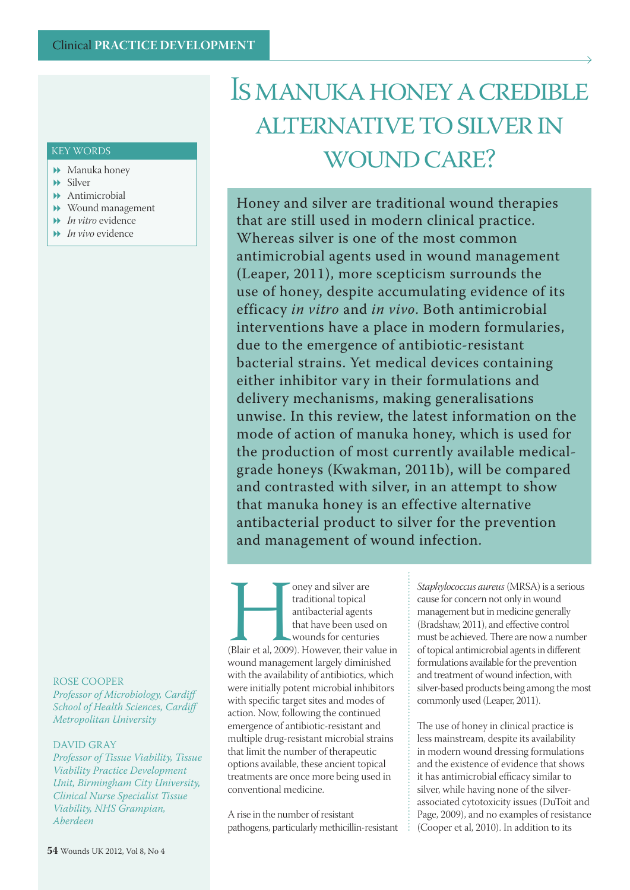# Is manuka honey a credible alternative to silver in wound care?

**KEY WORDS**

- Manuka honey
- Silver
- Antimicrobial
- Wound management
- *In vitro* evidence
- *In vivo* evidence

Honey and silver are traditional wound therapies that are still used in modern clinical practice. Whereas silver is one of the most common antimicrobial agents used in wound management (Leaper, 2011), more scepticism surrounds the use of honey, despite accumulating evidence of its efficacy *in vitro* and *in vivo*. Both antimicrobial interventions have a place in modern formularies, due to the emergence of antibiotic-resistant bacterial strains. Yet medical devices containing either inhibitor vary in their formulations and delivery mechanisms, making generalisations unwise. In this review, the latest information on the mode of action of manuka honey, which is used for the production of most currently available medical-grade honeys (Kwakman, 2011b), will be compared and contrasted with silver, in an attempt to show that manuka honey is an effective alternative antibacterial product to silver for the prevention and management of wound infection.

ROSE COOPER
*Professor of Microbiology, Cardiff School of Health Sciences, Cardiff Metropolitan University*

DAVID GRAY
*Professor of Tissue Viability, Tissue Viability Practice Development Unit, Birmingham City University, Clinical Nurse Specialist Tissue Viability, NHS Grampian, Aberdeen*

Honey and silver are traditional topical antibacterial agents that have been used on wounds for centuries (Blair et al, 2009). However, their value in wound management largely diminished with the availability of antibiotics, which were initially potent microbial inhibitors with specific target sites and modes of action. Now, following the continued emergence of antibiotic-resistant and multiple drug-resistant microbial strains that limit the number of therapeutic options available, these ancient topical treatments are once more being used in conventional medicine.

A rise in the number of resistant pathogens, particularly methicillin-resistant *Staphylococcus aureus* (MRSA) is a serious cause for concern not only in wound management but in medicine generally (Bradshaw, 2011), and effective control must be achieved. There are now a number of topical antimicrobial agents in different formulations available for the prevention and treatment of wound infection, with silver-based products being among the most commonly used (Leaper, 2011).

The use of honey in clinical practice is less mainstream, despite its availability in modern wound dressing formulations and the existence of evidence that shows it has antimicrobial efficacy similar to silver, while having none of the silver-associated cytotoxicity issues (DuToit and Page, 2009), and no examples of resistance (Cooper et al, 2010). In addition to its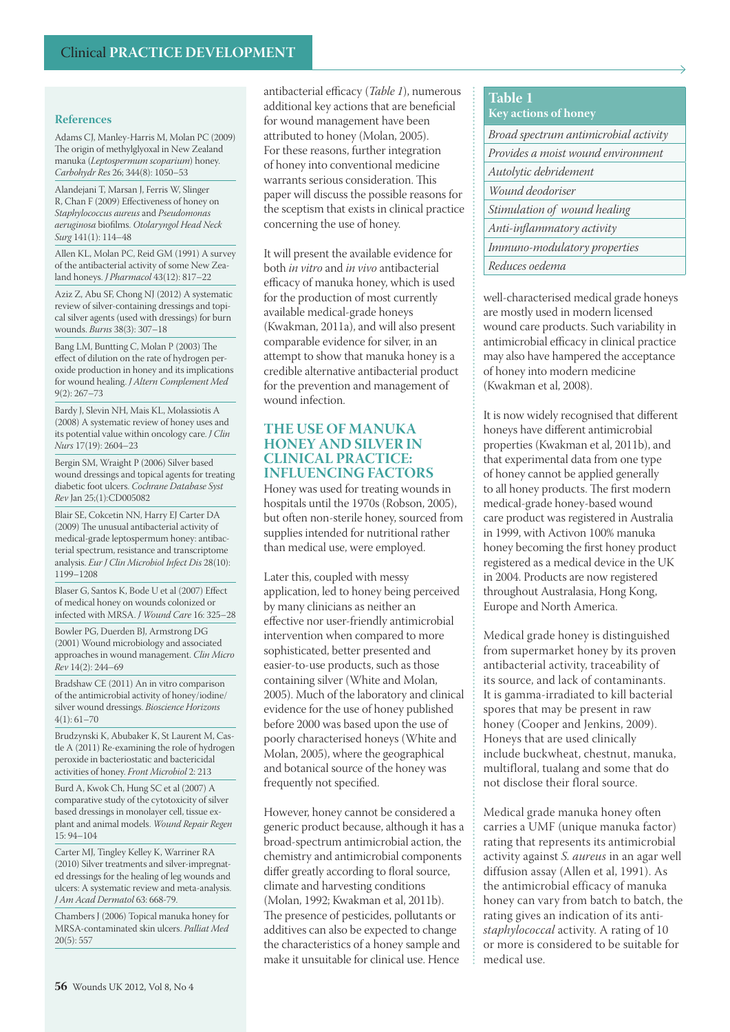antibacterial efficacy (*Table 1*), numerous additional key actions that are beneficial for wound management have been attributed to honey (Molan, 2005). For these reasons, further integration of honey into conventional medicine warrants serious consideration. This paper will discuss the possible reasons for the sceptism that exists in clinical practice concerning the use of honey.

It will present the available evidence for both *in vitro* and *in vivo* antibacterial efficacy of manuka honey, which is used for the production of most currently available medical-grade honeys (Kwakman, 2011a), and will also present comparable evidence for silver, in an attempt to show that manuka honey is a credible alternative antibacterial product for the prevention and management of wound infection.

## THE USE OF MANUKA HONEY AND SILVER IN CLINICAL PRACTICE: INFLUENCING FACTORS

Honey was used for treating wounds in hospitals until the 1970s (Robson, 2005), but often non-sterile honey, sourced from supplies intended for nutritional rather than medical use, were employed.

Later this, coupled with messy application, led to honey being perceived by many clinicians as neither an effective nor user-friendly antimicrobial intervention when compared to more sophisticated, better presented and easier-to-use products, such as those containing silver (White and Molan, 2005). Much of the laboratory and clinical evidence for the use of honey published before 2000 was based upon the use of poorly characterised honeys (White and Molan, 2005), where the geographical and botanical source of the honey was frequently not specified.

However, honey cannot be considered a generic product because, although it has a broad-spectrum antimicrobial action, the chemistry and antimicrobial components differ greatly according to floral source, climate and harvesting conditions (Molan, 1992; Kwakman et al, 2011b). The presence of pesticides, pollutants or additives can also be expected to change the characteristics of a honey sample and make it unsuitable for clinical use. Hence

| Table 1 Key actions of honey |
|---|
| *Broad spectrum antimicrobial activity* |
| *Provides a moist wound environment* |
| *Autolytic debridement* |
| *Wound deodoriser* |
| *Stimulation of wound healing* |
| *Anti-inflammatory activity* |
| *Immuno-modulatory properties* |
| *Reduces oedema* |

well-characterised medical grade honeys are mostly used in modern licensed wound care products. Such variability in antimicrobial efficacy in clinical practice may also have hampered the acceptance of honey into modern medicine (Kwakman et al, 2008).

It is now widely recognised that different honeys have different antimicrobial properties (Kwakman et al, 2011b), and that experimental data from one type of honey cannot be applied generally to all honey products. The first modern medical-grade honey-based wound care product was registered in Australia in 1999, with Activon 100% manuka honey becoming the first honey product registered as a medical device in the UK in 2004. Products are now registered throughout Australasia, Hong Kong, Europe and North America.

Medical grade honey is distinguished from supermarket honey by its proven antibacterial activity, traceability of its source, and lack of contaminants. It is gamma-irradiated to kill bacterial spores that may be present in raw honey (Cooper and Jenkins, 2009). Honeys that are used clinically include buckwheat, chestnut, manuka, multifloral, tualang and some that do not disclose their floral source.

Medical grade manuka honey often carries a UMF (unique manuka factor) rating that represents its antimicrobial activity against *S. aureus* in an agar well diffusion assay (Allen et al, 1991). As the antimicrobial efficacy of manuka honey can vary from batch to batch, the rating gives an indication of its anti-*staphylococcal* activity. A rating of 10 or more is considered to be suitable for medical use.

### References

Adams CJ, Manley-Harris M, Molan PC (2009) The origin of methylglyoxal in New Zealand manuka (*Leptospermum scoparium*) honey. *Carbohydr Res* 26; 344(8): 1050–53

Alandejani T, Marsan J, Ferris W, Slinger R, Chan F (2009) Effectiveness of honey on *Staphylococcus aureus* and *Pseudomonas aeruginosa* biofilms. *Otolaryngol Head Neck Surg* 141(1): 114–48

Allen KL, Molan PC, Reid GM (1991) A survey of the antibacterial activity of some New Zealand honeys. *J Pharmacol* 43(12): 817–22

Aziz Z, Abu SF, Chong NJ (2012) A systematic review of silver-containing dressings and topical silver agents (used with dressings) for burn wounds. *Burns* 38(3): 307–18

Bang LM, Buntting C, Molan P (2003) The effect of dilution on the rate of hydrogen peroxide production in honey and its implications for wound healing. *J Altern Complement Med* 9(2): 267–73

Bardy J, Slevin NH, Mais KL, Molassiotis A (2008) A systematic review of honey uses and its potential value within oncology care. *J Clin Nurs* 17(19): 2604–23

Bergin SM, Wraight P (2006) Silver based wound dressings and topical agents for treating diabetic foot ulcers. *Cochrane Database Syst Rev* Jan 25;(1):CD005082

Blair SE, Cokcetin NN, Harry EJ Carter DA (2009) The unusual antibacterial activity of medical-grade leptospermum honey: antibacterial spectrum, resistance and transcriptome analysis. *Eur J Clin Microbiol Infect Dis* 28(10): 1199–1208

Blaser G, Santos K, Bode U et al (2007) Effect of medical honey on wounds colonized or infected with MRSA. *J Wound Care* 16: 325–28

Bowler PG, Duerden BJ, Armstrong DG (2001) Wound microbiology and associated approaches in wound management. *Clin Micro Rev* 14(2): 244–69

Bradshaw CE (2011) An in vitro comparison of the antimicrobial activity of honey/iodine/silver wound dressings. *Bioscience Horizons* 4(1): 61–70

Brudzynski K, Abubaker K, St Laurent M, Castle A (2011) Re-examining the role of hydrogen peroxide in bacteriostatic and bactericidal activities of honey. *Front Microbiol* 2: 213

Burd A, Kwok Ch, Hung SC et al (2007) A comparative study of the cytotoxicity of silver based dressings in monolayer cell, tissue explant and animal models. *Wound Repair Regen* 15: 94–104

Carter MJ, Tingley Kelley K, Warriner RA (2010) Silver treatments and silver-impregnated dressings for the healing of leg wounds and ulcers: A systematic review and meta-analysis. *J Am Acad Dermatol* 63: 668-79.

Chambers J (2006) Topical manuka honey for MRSA-contaminated skin ulcers. *Palliat Med* 20(5): 557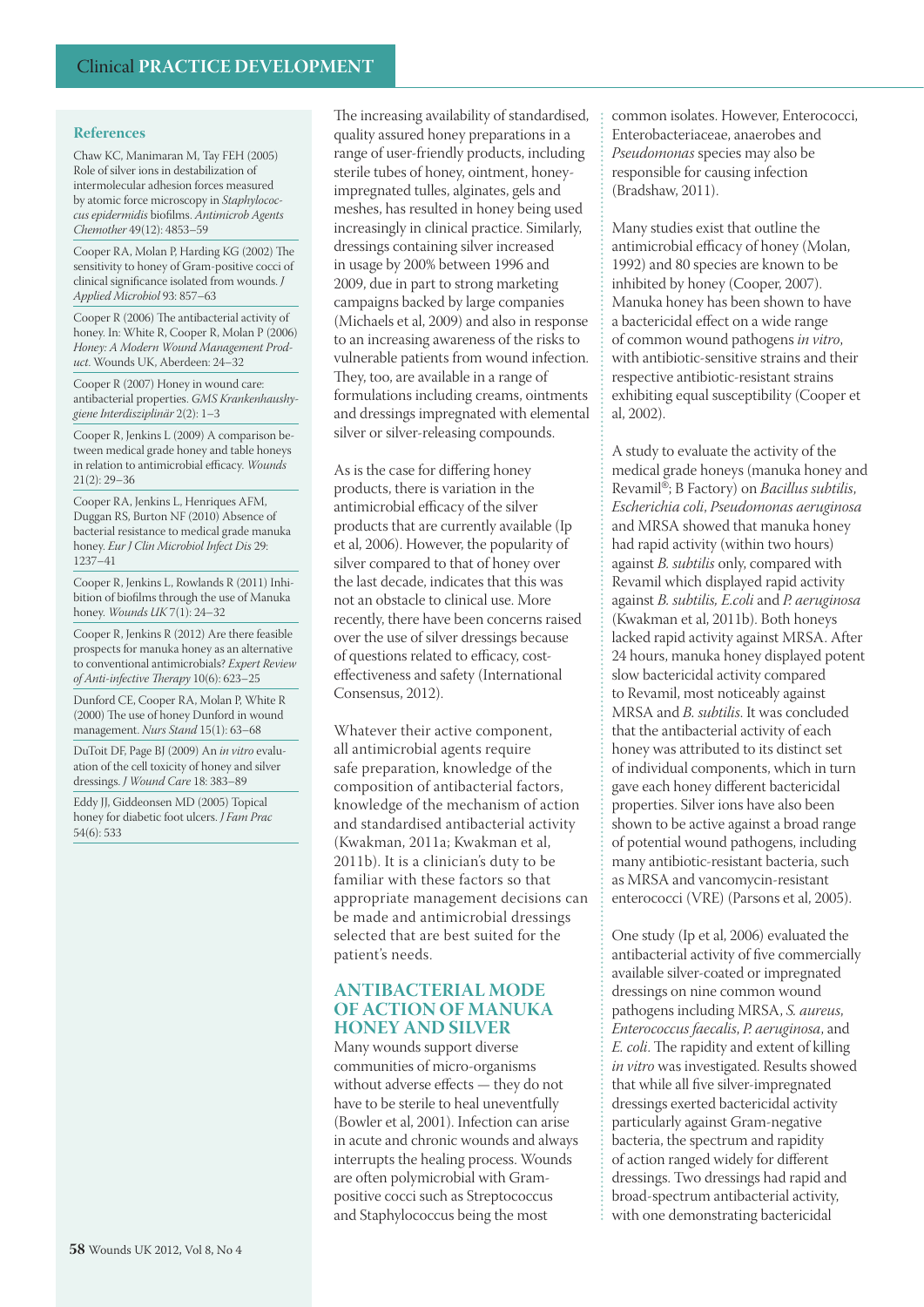## References

Chaw KC, Manimaran M, Tay FEH (2005) Role of silver ions in destabilization of intermolecular adhesion forces measured by atomic force microscopy in *Staphylococcus epidermidis* biofilms. *Antimicrob Agents Chemother* 49(12): 4853–59

Cooper RA, Molan P, Harding KG (2002) The sensitivity to honey of Gram-positive cocci of clinical significance isolated from wounds. *J Applied Microbiol* 93: 857–63

Cooper R (2006) The antibacterial activity of honey. In: White R, Cooper R, Molan P (2006) *Honey: A Modern Wound Management Product*. Wounds UK, Aberdeen: 24–32

Cooper R (2007) Honey in wound care: antibacterial properties. *GMS Krankenhaushygiene Interdisziplinär* 2(2): 1–3

Cooper R, Jenkins L (2009) A comparison between medical grade honey and table honeys in relation to antimicrobial efficacy. *Wounds* 21(2): 29–36

Cooper RA, Jenkins L, Henriques AFM, Duggan RS, Burton NF (2010) Absence of bacterial resistance to medical grade manuka honey. *Eur J Clin Microbiol Infect Dis* 29: 1237–41

Cooper R, Jenkins L, Rowlands R (2011) Inhibition of biofilms through the use of Manuka honey. *Wounds UK* 7(1): 24–32

Cooper R, Jenkins R (2012) Are there feasible prospects for manuka honey as an alternative to conventional antimicrobials? *Expert Review of Anti-infective Therapy* 10(6): 623–25

Dunford CE, Cooper RA, Molan P, White R (2000) The use of honey Dunford in wound management. *Nurs Stand* 15(1): 63–68

DuToit DF, Page BJ (2009) An *in vitro* evaluation of the cell toxicity of honey and silver dressings. *J Wound Care* 18: 383–89

Eddy JJ, Giddeonsen MD (2005) Topical honey for diabetic foot ulcers. *J Fam Prac* 54(6): 533

The increasing availability of standardised, quality assured honey preparations in a range of user-friendly products, including sterile tubes of honey, ointment, honey-impregnated tulles, alginates, gels and meshes, has resulted in honey being used increasingly in clinical practice. Similarly, dressings containing silver increased in usage by 200% between 1996 and 2009, due in part to strong marketing campaigns backed by large companies (Michaels et al, 2009) and also in response to an increasing awareness of the risks to vulnerable patients from wound infection. They, too, are available in a range of formulations including creams, ointments and dressings impregnated with elemental silver or silver-releasing compounds.

As is the case for differing honey products, there is variation in the antimicrobial efficacy of the silver products that are currently available (Ip et al, 2006). However, the popularity of silver compared to that of honey over the last decade, indicates that this was not an obstacle to clinical use. More recently, there have been concerns raised over the use of silver dressings because of questions related to efficacy, cost-effectiveness and safety (International Consensus, 2012).

Whatever their active component, all antimicrobial agents require safe preparation, knowledge of the composition of antibacterial factors, knowledge of the mechanism of action and standardised antibacterial activity (Kwakman, 2011a; Kwakman et al, 2011b). It is a clinician's duty to be familiar with these factors so that appropriate management decisions can be made and antimicrobial dressings selected that are best suited for the patient's needs.

## ANTIBACTERIAL MODE OF ACTION OF MANUKA HONEY AND SILVER

Many wounds support diverse communities of micro-organisms without adverse effects — they do not have to be sterile to heal uneventfully (Bowler et al, 2001). Infection can arise in acute and chronic wounds and always interrupts the healing process. Wounds are often polymicrobial with Gram-positive cocci such as Streptococcus and Staphylococcus being the most common isolates. However, Enterococci, Enterobacteriaceae, anaerobes and *Pseudomonas* species may also be responsible for causing infection (Bradshaw, 2011).

Many studies exist that outline the antimicrobial efficacy of honey (Molan, 1992) and 80 species are known to be inhibited by honey (Cooper, 2007). Manuka honey has been shown to have a bactericidal effect on a wide range of common wound pathogens *in vitro*, with antibiotic-sensitive strains and their respective antibiotic-resistant strains exhibiting equal susceptibility (Cooper et al, 2002).

A study to evaluate the activity of the medical grade honeys (manuka honey and Revamil®; B Factory) on *Bacillus subtilis*, *Escherichia coli*, *Pseudomonas aeruginosa* and MRSA showed that manuka honey had rapid activity (within two hours) against *B. subtilis* only, compared with Revamil which displayed rapid activity against *B. subtilis, E.coli* and *P. aeruginosa* (Kwakman et al, 2011b). Both honeys lacked rapid activity against MRSA. After 24 hours, manuka honey displayed potent slow bactericidal activity compared to Revamil, most noticeably against MRSA and *B. subtilis*. It was concluded that the antibacterial activity of each honey was attributed to its distinct set of individual components, which in turn gave each honey different bactericidal properties. Silver ions have also been shown to be active against a broad range of potential wound pathogens, including many antibiotic-resistant bacteria, such as MRSA and vancomycin-resistant enterococci (VRE) (Parsons et al, 2005).

One study (Ip et al, 2006) evaluated the antibacterial activity of five commercially available silver-coated or impregnated dressings on nine common wound pathogens including MRSA, *S. aureus*, *Enterococcus faecalis*, *P. aeruginosa*, and *E. coli*. The rapidity and extent of killing *in vitro* was investigated. Results showed that while all five silver-impregnated dressings exerted bactericidal activity particularly against Gram-negative bacteria, the spectrum and rapidity of action ranged widely for different dressings. Two dressings had rapid and broad-spectrum antibacterial activity, with one demonstrating bactericidal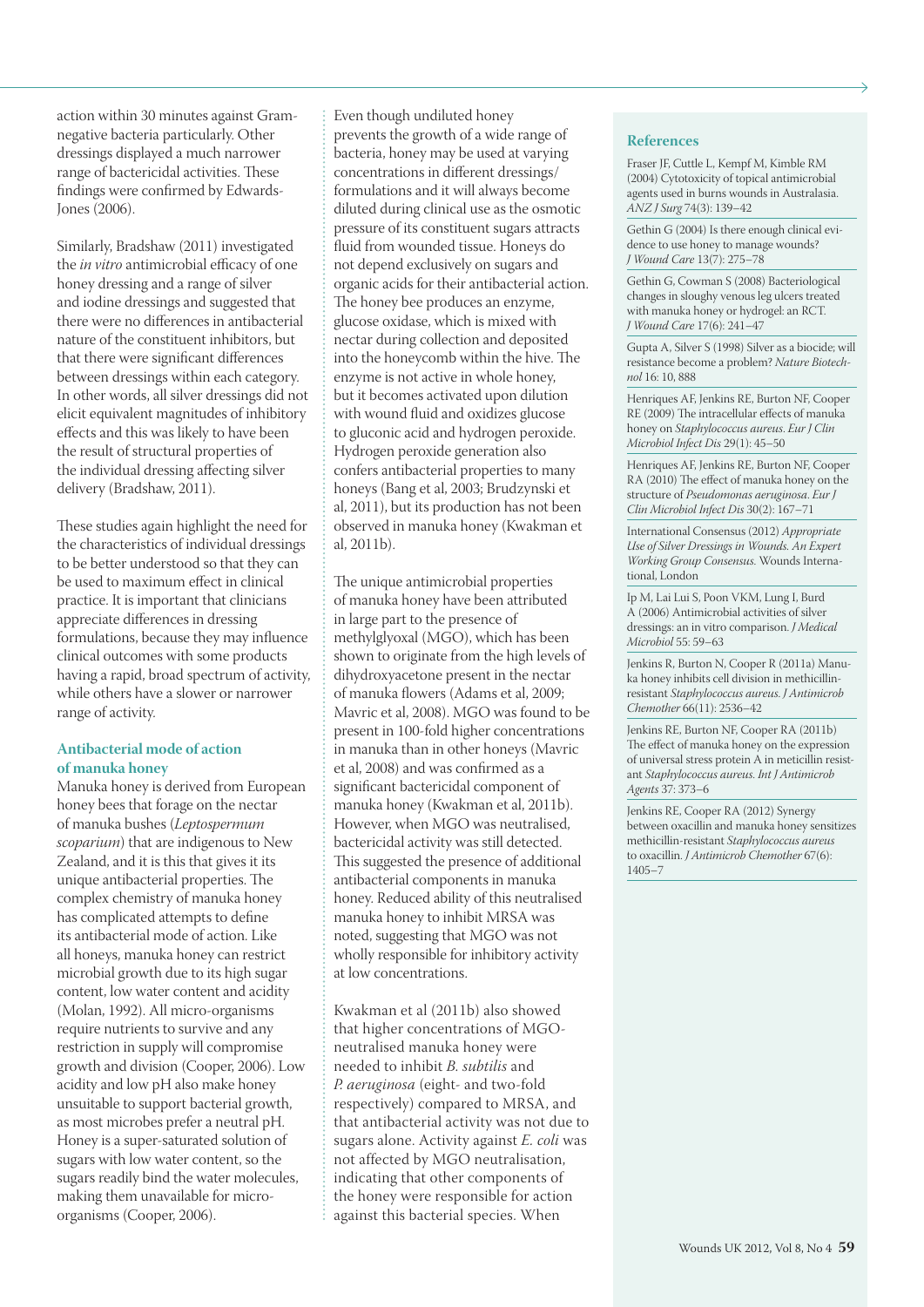action within 30 minutes against Gram-negative bacteria particularly. Other dressings displayed a much narrower range of bactericidal activities. These findings were confirmed by Edwards-Jones (2006).

Similarly, Bradshaw (2011) investigated the *in vitro* antimicrobial efficacy of one honey dressing and a range of silver and iodine dressings and suggested that there were no differences in antibacterial nature of the constituent inhibitors, but that there were significant differences between dressings within each category. In other words, all silver dressings did not elicit equivalent magnitudes of inhibitory effects and this was likely to have been the result of structural properties of the individual dressing affecting silver delivery (Bradshaw, 2011).

These studies again highlight the need for the characteristics of individual dressings to be better understood so that they can be used to maximum effect in clinical practice. It is important that clinicians appreciate differences in dressing formulations, because they may influence clinical outcomes with some products having a rapid, broad spectrum of activity, while others have a slower or narrower range of activity.

### Antibacterial mode of action of manuka honey

Manuka honey is derived from European honey bees that forage on the nectar of manuka bushes (*Leptospermum scoparium*) that are indigenous to New Zealand, and it is this that gives it its unique antibacterial properties. The complex chemistry of manuka honey has complicated attempts to define its antibacterial mode of action. Like all honeys, manuka honey can restrict microbial growth due to its high sugar content, low water content and acidity (Molan, 1992). All micro-organisms require nutrients to survive and any restriction in supply will compromise growth and division (Cooper, 2006). Low acidity and low pH also make honey unsuitable to support bacterial growth, as most microbes prefer a neutral pH. Honey is a super-saturated solution of sugars with low water content, so the sugars readily bind the water molecules, making them unavailable for micro-organisms (Cooper, 2006).

Even though undiluted honey prevents the growth of a wide range of bacteria, honey may be used at varying concentrations in different dressings/formulations and it will always become diluted during clinical use as the osmotic pressure of its constituent sugars attracts fluid from wounded tissue. Honeys do not depend exclusively on sugars and organic acids for their antibacterial action. The honey bee produces an enzyme, glucose oxidase, which is mixed with nectar during collection and deposited into the honeycomb within the hive. The enzyme is not active in whole honey, but it becomes activated upon dilution with wound fluid and oxidizes glucose to gluconic acid and hydrogen peroxide. Hydrogen peroxide generation also confers antibacterial properties to many honeys (Bang et al, 2003; Brudzynski et al, 2011), but its production has not been observed in manuka honey (Kwakman et al, 2011b).

The unique antimicrobial properties of manuka honey have been attributed in large part to the presence of methylglyoxal (MGO), which has been shown to originate from the high levels of dihydroxyacetone present in the nectar of manuka flowers (Adams et al, 2009; Mavric et al, 2008). MGO was found to be present in 100-fold higher concentrations in manuka than in other honeys (Mavric et al, 2008) and was confirmed as a significant bactericidal component of manuka honey (Kwakman et al, 2011b). However, when MGO was neutralised, bactericidal activity was still detected. This suggested the presence of additional antibacterial components in manuka honey. Reduced ability of this neutralised manuka honey to inhibit MRSA was noted, suggesting that MGO was not wholly responsible for inhibitory activity at low concentrations.

Kwakman et al (2011b) also showed that higher concentrations of MGO-neutralised manuka honey were needed to inhibit *B. subtilis* and *P. aeruginosa* (eight- and two-fold respectively) compared to MRSA, and that antibacterial activity was not due to sugars alone. Activity against *E. coli* was not affected by MGO neutralisation, indicating that other components of the honey were responsible for action against this bacterial species. When

### References

Fraser JF, Cuttle L, Kempf M, Kimble RM (2004) Cytotoxicity of topical antimicrobial agents used in burns wounds in Australasia. *ANZ J Surg* 74(3): 139–42

Gethin G (2004) Is there enough clinical evidence to use honey to manage wounds? *J Wound Care* 13(7): 275–78

Gethin G, Cowman S (2008) Bacteriological changes in sloughy venous leg ulcers treated with manuka honey or hydrogel: an RCT. *J Wound Care* 17(6): 241–47

Gupta A, Silver S (1998) Silver as a biocide; will resistance become a problem? *Nature Biotechnol* 16: 10, 888

Henriques AF, Jenkins RE, Burton NF, Cooper RE (2009) The intracellular effects of manuka honey on *Staphylococcus aureus*. *Eur J Clin Microbiol Infect Dis* 29(1): 45–50

Henriques AF, Jenkins RE, Burton NF, Cooper RA (2010) The effect of manuka honey on the structure of *Pseudomonas aeruginosa*. *Eur J Clin Microbiol Infect Dis* 30(2): 167–71

International Consensus (2012) *Appropriate Use of Silver Dressings in Wounds. An Expert Working Group Consensus.* Wounds International, London

Ip M, Lai Lui S, Poon VKM, Lung I, Burd A (2006) Antimicrobial activities of silver dressings: an in vitro comparison. *J Medical Microbiol* 55: 59–63

Jenkins R, Burton N, Cooper R (2011a) Manuka honey inhibits cell division in methicillin-resistant *Staphylococcus aureus*. *J Antimicrob Chemother* 66(11): 2536–42

Jenkins RE, Burton NF, Cooper RA (2011b) The effect of manuka honey on the expression of universal stress protein A in meticillin resistant *Staphylococcus aureus*. *Int J Antimicrob Agents* 37: 373–6

Jenkins RE, Cooper RA (2012) Synergy between oxacillin and manuka honey sensitizes methicillin-resistant *Staphylococcus aureus* to oxacillin. *J Antimicrob Chemother* 67(6): 1405–7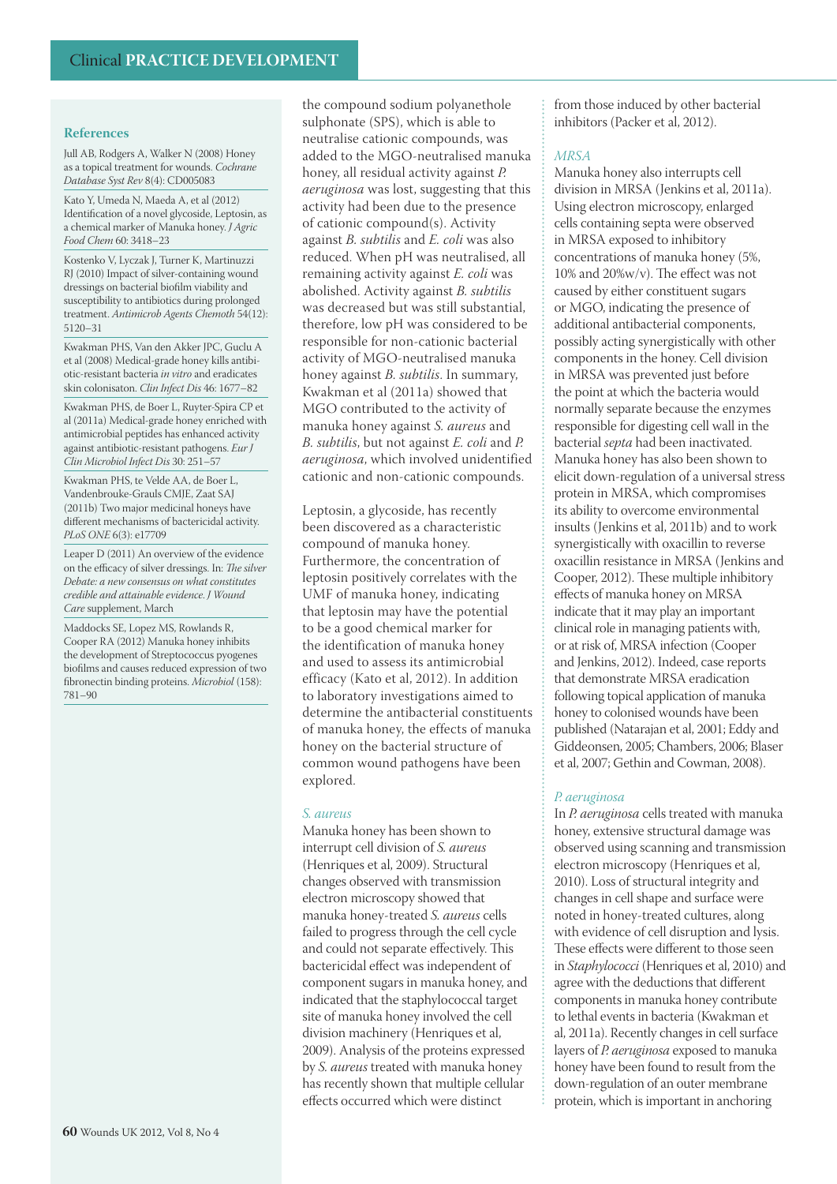### References

Jull AB, Rodgers A, Walker N (2008) Honey as a topical treatment for wounds. *Cochrane Database Syst Rev* 8(4): CD005083

Kato Y, Umeda N, Maeda A, et al (2012) Identification of a novel glycoside, Leptosin, as a chemical marker of Manuka honey. *J Agric Food Chem* 60: 3418–23

Kostenko V, Lyczak J, Turner K, Martinuzzi RJ (2010) Impact of silver-containing wound dressings on bacterial biofilm viability and susceptibility to antibiotics during prolonged treatment. *Antimicrob Agents Chemoth* 54(12): 5120–31

Kwakman PHS, Van den Akker JPC, Guclu A et al (2008) Medical-grade honey kills antibiotic-resistant bacteria *in vitro* and eradicates skin colonisaton. *Clin Infect Dis* 46: 1677–82

Kwakman PHS, de Boer L, Ruyter-Spira CP et al (2011a) Medical-grade honey enriched with antimicrobial peptides has enhanced activity against antibiotic-resistant pathogens. *Eur J Clin Microbiol Infect Dis* 30: 251–57

Kwakman PHS, te Velde AA, de Boer L, Vandenbrouke-Grauls CMJE, Zaat SAJ (2011b) Two major medicinal honeys have different mechanisms of bactericidal activity. *PLoS ONE* 6(3): e17709

Leaper D (2011) An overview of the evidence on the efficacy of silver dressings. In: *The silver Debate: a new consensus on what constitutes credible and attainable evidence. J Wound Care* supplement, March

Maddocks SE, Lopez MS, Rowlands R, Cooper RA (2012) Manuka honey inhibits the development of Streptococcus pyogenes biofilms and causes reduced expression of two fibronectin binding proteins. *Microbiol* (158): 781–90

the compound sodium polyanethole sulphonate (SPS), which is able to neutralise cationic compounds, was added to the MGO-neutralised manuka honey, all residual activity against *P. aeruginosa* was lost, suggesting that this activity had been due to the presence of cationic compound(s). Activity against *B. subtilis* and *E. coli* was also reduced. When pH was neutralised, all remaining activity against *E. coli* was abolished. Activity against *B. subtilis* was decreased but was still substantial, therefore, low pH was considered to be responsible for non-cationic bacterial activity of MGO-neutralised manuka honey against *B. subtilis*. In summary, Kwakman et al (2011a) showed that MGO contributed to the activity of manuka honey against *S. aureus* and *B. subtilis*, but not against *E. coli* and *P. aeruginosa*, which involved unidentified cationic and non-cationic compounds.

Leptosin, a glycoside, has recently been discovered as a characteristic compound of manuka honey. Furthermore, the concentration of leptosin positively correlates with the UMF of manuka honey, indicating that leptosin may have the potential to be a good chemical marker for the identification of manuka honey and used to assess its antimicrobial efficacy (Kato et al, 2012). In addition to laboratory investigations aimed to determine the antibacterial constituents of manuka honey, the effects of manuka honey on the bacterial structure of common wound pathogens have been explored.

#### *S. aureus*

Manuka honey has been shown to interrupt cell division of *S. aureus* (Henriques et al, 2009). Structural changes observed with transmission electron microscopy showed that manuka honey-treated *S. aureus* cells failed to progress through the cell cycle and could not separate effectively. This bactericidal effect was independent of component sugars in manuka honey, and indicated that the staphylococcal target site of manuka honey involved the cell division machinery (Henriques et al, 2009). Analysis of the proteins expressed by *S. aureus* treated with manuka honey has recently shown that multiple cellular effects occurred which were distinct from those induced by other bacterial inhibitors (Packer et al, 2012).

#### *MRSA*

Manuka honey also interrupts cell division in MRSA (Jenkins et al, 2011a). Using electron microscopy, enlarged cells containing septa were observed in MRSA exposed to inhibitory concentrations of manuka honey (5%, 10% and 20%w/v). The effect was not caused by either constituent sugars or MGO, indicating the presence of additional antibacterial components, possibly acting synergistically with other components in the honey. Cell division in MRSA was prevented just before the point at which the bacteria would normally separate because the enzymes responsible for digesting cell wall in the bacterial *septa* had been inactivated. Manuka honey has also been shown to elicit down-regulation of a universal stress protein in MRSA, which compromises its ability to overcome environmental insults (Jenkins et al, 2011b) and to work synergistically with oxacillin to reverse oxacillin resistance in MRSA (Jenkins and Cooper, 2012). These multiple inhibitory effects of manuka honey on MRSA indicate that it may play an important clinical role in managing patients with, or at risk of, MRSA infection (Cooper and Jenkins, 2012). Indeed, case reports that demonstrate MRSA eradication following topical application of manuka honey to colonised wounds have been published (Natarajan et al, 2001; Eddy and Giddeonsen, 2005; Chambers, 2006; Blaser et al, 2007; Gethin and Cowman, 2008).

#### *P. aeruginosa*

In *P. aeruginosa* cells treated with manuka honey, extensive structural damage was observed using scanning and transmission electron microscopy (Henriques et al, 2010). Loss of structural integrity and changes in cell shape and surface were noted in honey-treated cultures, along with evidence of cell disruption and lysis. These effects were different to those seen in *Staphylococci* (Henriques et al, 2010) and agree with the deductions that different components in manuka honey contribute to lethal events in bacteria (Kwakman et al, 2011a). Recently changes in cell surface layers of *P. aeruginosa* exposed to manuka honey have been found to result from the down-regulation of an outer membrane protein, which is important in anchoring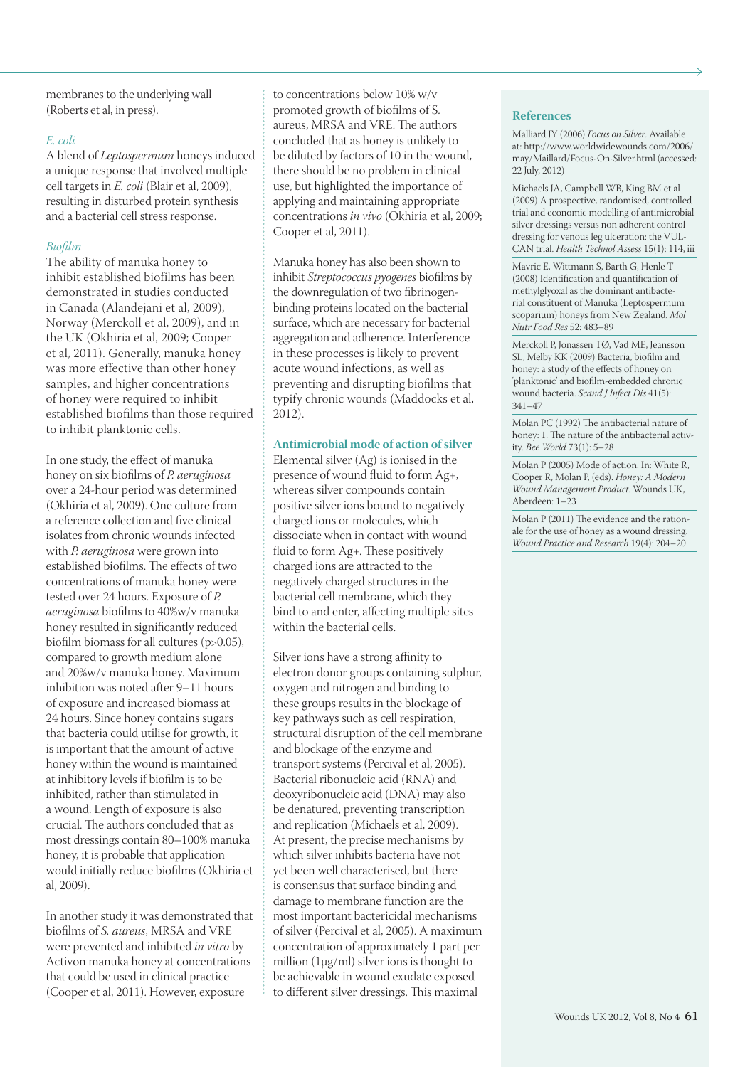membranes to the underlying wall (Roberts et al, in press).

### *E. coli*

A blend of *Leptospermum* honeys induced a unique response that involved multiple cell targets in *E. coli* (Blair et al, 2009), resulting in disturbed protein synthesis and a bacterial cell stress response.

### *Biofilm*

The ability of manuka honey to inhibit established biofilms has been demonstrated in studies conducted in Canada (Alandejani et al, 2009), Norway (Merckoll et al, 2009), and in the UK (Okhiria et al, 2009; Cooper et al, 2011). Generally, manuka honey was more effective than other honey samples, and higher concentrations of honey were required to inhibit established biofilms than those required to inhibit planktonic cells.

In one study, the effect of manuka honey on six biofilms of *P. aeruginosa* over a 24-hour period was determined (Okhiria et al, 2009). One culture from a reference collection and five clinical isolates from chronic wounds infected with *P. aeruginosa* were grown into established biofilms. The effects of two concentrations of manuka honey were tested over 24 hours. Exposure of *P. aeruginosa* biofilms to 40%w/v manuka honey resulted in significantly reduced biofilm biomass for all cultures ($p>0.05$), compared to growth medium alone and 20%w/v manuka honey. Maximum inhibition was noted after 9–11 hours of exposure and increased biomass at 24 hours. Since honey contains sugars that bacteria could utilise for growth, it is important that the amount of active honey within the wound is maintained at inhibitory levels if biofilm is to be inhibited, rather than stimulated in a wound. Length of exposure is also crucial. The authors concluded that as most dressings contain 80–100% manuka honey, it is probable that application would initially reduce biofilms (Okhiria et al, 2009).

In another study it was demonstrated that biofilms of *S. aureus*, MRSA and VRE were prevented and inhibited *in vitro* by Activon manuka honey at concentrations that could be used in clinical practice (Cooper et al, 2011). However, exposure to concentrations below 10% w/v promoted growth of biofilms of S. aureus, MRSA and VRE. The authors concluded that as honey is unlikely to be diluted by factors of 10 in the wound, there should be no problem in clinical use, but highlighted the importance of applying and maintaining appropriate concentrations *in vivo* (Okhiria et al, 2009; Cooper et al, 2011).

Manuka honey has also been shown to inhibit *Streptococcus pyogenes* biofilms by the downregulation of two fibrinogen-binding proteins located on the bacterial surface, which are necessary for bacterial aggregation and adherence. Interference in these processes is likely to prevent acute wound infections, as well as preventing and disrupting biofilms that typify chronic wounds (Maddocks et al, 2012).

## Antimicrobial mode of action of silver

Elemental silver (Ag) is ionised in the presence of wound fluid to form $Ag^{+}$, whereas silver compounds contain positive silver ions bound to negatively charged ions or molecules, which dissociate when in contact with wound fluid to form $Ag^{+}$. These positively charged ions are attracted to the negatively charged structures in the bacterial cell membrane, which they bind to and enter, affecting multiple sites within the bacterial cells.

Silver ions have a strong affinity to electron donor groups containing sulphur, oxygen and nitrogen and binding to these groups results in the blockage of key pathways such as cell respiration, structural disruption of the cell membrane and blockage of the enzyme and transport systems (Percival et al, 2005). Bacterial ribonucleic acid (RNA) and deoxyribonucleic acid (DNA) may also be denatured, preventing transcription and replication (Michaels et al, 2009). At present, the precise mechanisms by which silver inhibits bacteria have not yet been well characterised, but there is consensus that surface binding and damage to membrane function are the most important bactericidal mechanisms of silver (Percival et al, 2005). A maximum concentration of approximately 1 part per million (1µg/ml) silver ions is thought to be achievable in wound exudate exposed to different silver dressings. This maximal

## References

Malliard JY (2006) *Focus on Silver*. Available at: http://www.worldwidewounds.com/2006/may/Maillard/Focus-On-Silver.html (accessed: 22 July, 2012)

Michaels JA, Campbell WB, King BM et al (2009) A prospective, randomised, controlled trial and economic modelling of antimicrobial silver dressings versus non adherent control dressing for venous leg ulceration: the VULCAN trial. *Health Technol Assess* 15(1): 114, iii

Mavric E, Wittmann S, Barth G, Henle T (2008) Identification and quantification of methylglyoxal as the dominant antibacterial constituent of Manuka (Leptospermum scoparium) honeys from New Zealand. *Mol Nutr Food Res* 52: 483–89

Merckoll P, Jonassen TØ, Vad ME, Jeansson SL, Melby KK (2009) Bacteria, biofilm and honey: a study of the effects of honey on 'planktonic' and biofilm-embedded chronic wound bacteria. *Scand J Infect Dis* 41(5): 341–47

Molan PC (1992) The antibacterial nature of honey: 1. The nature of the antibacterial activity. *Bee World* 73(1): 5–28

Molan P (2005) Mode of action. In: White R, Cooper R, Molan P, (eds). *Honey: A Modern Wound Management Product*. Wounds UK, Aberdeen: 1–23

Molan P (2011) The evidence and the rationale for the use of honey as a wound dressing. *Wound Practice and Research* 19(4): 204–20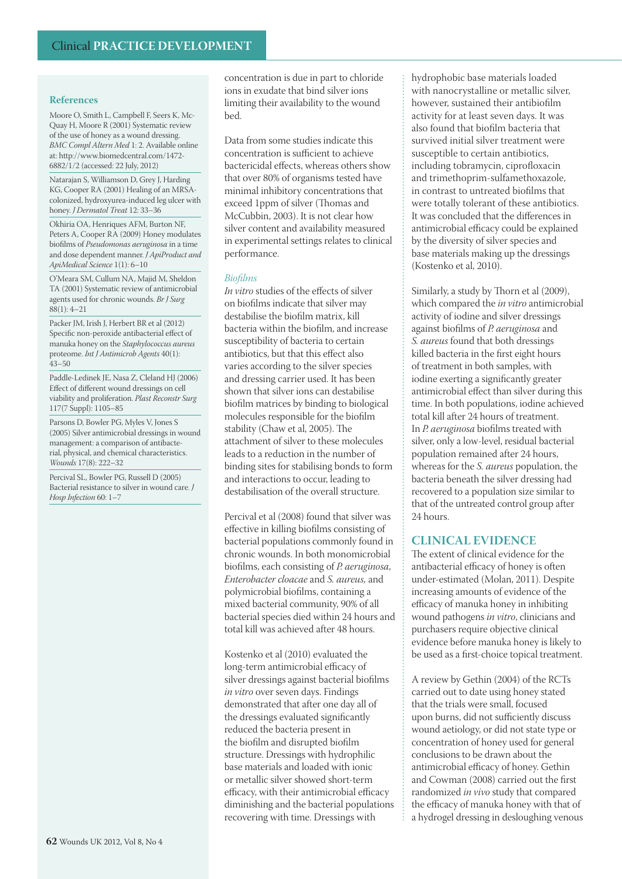### References

Moore O, Smith L, Campbell F, Seers K, McQuay H, Moore R (2001) Systematic review of the use of honey as a wound dressing. *BMC Compl Altern Med* 1: 2. Available online at: http://www.biomedcentral.com/1472-6882/1/2 (accessed: 22 July, 2012)

Natarajan S, Williamson D, Grey J, Harding KG, Cooper RA (2001) Healing of an MRSA-colonized, hydroxyurea-induced leg ulcer with honey. *J Dermatol Treat* 12: 33–36

Okhiria OA, Henriques AFM, Burton NF, Peters A, Cooper RA (2009) Honey modulates biofilms of *Pseudomonas aeruginosa* in a time and dose dependent manner. *J ApiProduct and ApiMedical Science* 1(1): 6–10

O'Meara SM, Cullum NA, Majid M, Sheldon TA (2001) Systematic review of antimicrobial agents used for chronic wounds. *Br J Surg* 88(1): 4–21

Packer JM, Irish J, Herbert BR et al (2012) Specific non-peroxide antibacterial effect of manuka honey on the *Staphylococcus aureus* proteome. *Int J Antimicrob Agents* 40(1): 43–50

Paddle-Ledinek JE, Nasa Z, Cleland HJ (2006) Effect of different wound dressings on cell viability and proliferation. *Plast Reconstr Surg* 117(7 Suppl): 1105–85

Parsons D, Bowler PG, Myles V, Jones S (2005) Silver antimicrobial dressings in wound management: a comparison of antibacterial, physical, and chemical characteristics. *Wounds* 17(8): 222–32

Percival SL, Bowler PG, Russell D (2005) Bacterial resistance to silver in wound care. *J Hosp Infection* 60: 1–7

concentration is due in part to chloride ions in exudate that bind silver ions limiting their availability to the wound bed.

Data from some studies indicate this concentration is sufficient to achieve bactericidal effects, whereas others show that over 80% of organisms tested have minimal inhibitory concentrations that exceed 1ppm of silver (Thomas and McCubbin, 2003). It is not clear how silver content and availability measured in experimental settings relates to clinical performance.

### *Biofilms*

*In vitro* studies of the effects of silver on biofilms indicate that silver may destabilise the biofilm matrix, kill bacteria within the biofilm, and increase susceptibility of bacteria to certain antibiotics, but that this effect also varies according to the silver species and dressing carrier used. It has been shown that silver ions can destabilise biofilm matrices by binding to biological molecules responsible for the biofilm stability (Chaw et al, 2005). The attachment of silver to these molecules leads to a reduction in the number of binding sites for stabilising bonds to form and interactions to occur, leading to destabilisation of the overall structure.

Percival et al (2008) found that silver was effective in killing biofilms consisting of bacterial populations commonly found in chronic wounds. In both monomicrobial biofilms, each consisting of *P. aeruginosa*, *Enterobacter cloacae* and *S. aureus,* and polymicrobial biofilms, containing a mixed bacterial community, 90% of all bacterial species died within 24 hours and total kill was achieved after 48 hours.

Kostenko et al (2010) evaluated the long-term antimicrobial efficacy of silver dressings against bacterial biofilms *in vitro* over seven days. Findings demonstrated that after one day all of the dressings evaluated significantly reduced the bacteria present in the biofilm and disrupted biofilm structure. Dressings with hydrophilic base materials and loaded with ionic or metallic silver showed short-term efficacy, with their antimicrobial efficacy diminishing and the bacterial populations recovering with time. Dressings with hydrophobic base materials loaded with nanocrystalline or metallic silver, however, sustained their antibiofilm activity for at least seven days. It was also found that biofilm bacteria that survived initial silver treatment were susceptible to certain antibiotics, including tobramycin, ciprofloxacin and trimethoprim-sulfamethoxazole, in contrast to untreated biofilms that were totally tolerant of these antibiotics. It was concluded that the differences in antimicrobial efficacy could be explained by the diversity of silver species and base materials making up the dressings (Kostenko et al, 2010).

Similarly, a study by Thorn et al (2009), which compared the *in vitro* antimicrobial activity of iodine and silver dressings against biofilms of *P. aeruginosa* and *S. aureus* found that both dressings killed bacteria in the first eight hours of treatment in both samples, with iodine exerting a significantly greater antimicrobial effect than silver during this time. In both populations, iodine achieved total kill after 24 hours of treatment. In *P. aeruginosa* biofilms treated with silver, only a low-level, residual bacterial population remained after 24 hours, whereas for the *S. aureus* population, the bacteria beneath the silver dressing had recovered to a population size similar to that of the untreated control group after 24 hours.

## CLINICAL EVIDENCE

The extent of clinical evidence for the antibacterial efficacy of honey is often under-estimated (Molan, 2011). Despite increasing amounts of evidence of the efficacy of manuka honey in inhibiting wound pathogens *in vitro*, clinicians and purchasers require objective clinical evidence before manuka honey is likely to be used as a first-choice topical treatment.

A review by Gethin (2004) of the RCTs carried out to date using honey stated that the trials were small, focused upon burns, did not sufficiently discuss wound aetiology, or did not state type or concentration of honey used for general conclusions to be drawn about the antimicrobial efficacy of honey. Gethin and Cowman (2008) carried out the first randomized *in vivo* study that compared the efficacy of manuka honey with that of a hydrogel dressing in desloughing venous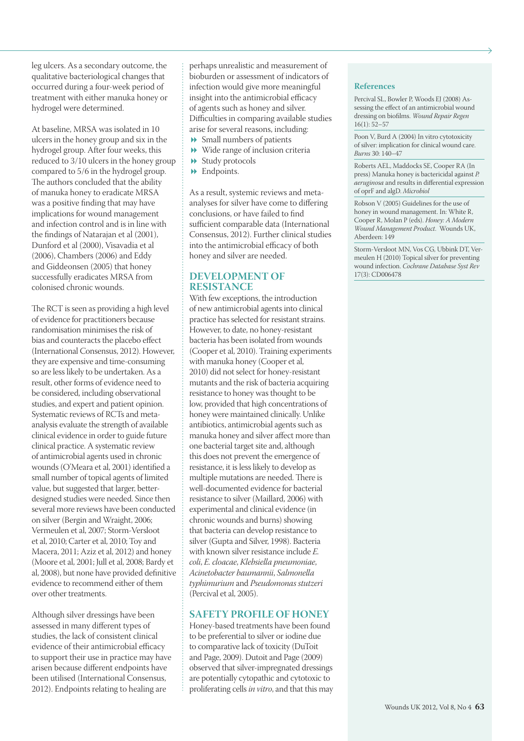leg ulcers. As a secondary outcome, the qualitative bacteriological changes that occurred during a four-week period of treatment with either manuka honey or hydrogel were determined.

At baseline, MRSA was isolated in 10 ulcers in the honey group and six in the hydrogel group. After four weeks, this reduced to 3/10 ulcers in the honey group compared to 5/6 in the hydrogel group. The authors concluded that the ability of manuka honey to eradicate MRSA was a positive finding that may have implications for wound management and infection control and is in line with the findings of Natarajan et al (2001), Dunford et al (2000), Visavadia et al (2006), Chambers (2006) and Eddy and Giddeonsen (2005) that honey successfully eradicates MRSA from colonised chronic wounds.

The RCT is seen as providing a high level of evidence for practitioners because randomisation minimises the risk of bias and counteracts the placebo effect (International Consensus, 2012). However, they are expensive and time-consuming so are less likely to be undertaken. As a result, other forms of evidence need to be considered, including observational studies, and expert and patient opinion. Systematic reviews of RCTs and meta-analysis evaluate the strength of available clinical evidence in order to guide future clinical practice. A systematic review of antimicrobial agents used in chronic wounds (O'Meara et al, 2001) identified a small number of topical agents of limited value, but suggested that larger, better-designed studies were needed. Since then several more reviews have been conducted on silver (Bergin and Wraight, 2006; Vermeulen et al, 2007; Storm-Versloot et al, 2010; Carter et al, 2010; Toy and Macera, 2011; Aziz et al, 2012) and honey (Moore et al, 2001; Jull et al, 2008; Bardy et al, 2008), but none have provided definitive evidence to recommend either of them over other treatments.

Although silver dressings have been assessed in many different types of studies, the lack of consistent clinical evidence of their antimicrobial efficacy to support their use in practice may have arisen because different endpoints have been utilised (International Consensus, 2012). Endpoints relating to healing are perhaps unrealistic and measurement of bioburden or assessment of indicators of infection would give more meaningful insight into the antimicrobial efficacy of agents such as honey and silver. Difficulties in comparing available studies arise for several reasons, including:

- Small numbers of patients
- Wide range of inclusion criteria
- Study protocols
- Endpoints.

As a result, systemic reviews and meta-analyses for silver have come to differing conclusions, or have failed to find sufficient comparable data (International Consensus, 2012). Further clinical studies into the antimicrobial efficacy of both honey and silver are needed.

## DEVELOPMENT OF RESISTANCE

With few exceptions, the introduction of new antimicrobial agents into clinical practice has selected for resistant strains. However, to date, no honey-resistant bacteria has been isolated from wounds (Cooper et al, 2010). Training experiments with manuka honey (Cooper et al, 2010) did not select for honey-resistant mutants and the risk of bacteria acquiring resistance to honey was thought to be low, provided that high concentrations of honey were maintained clinically. Unlike antibiotics, antimicrobial agents such as manuka honey and silver affect more than one bacterial target site and, although this does not prevent the emergence of resistance, it is less likely to develop as multiple mutations are needed. There is well-documented evidence for bacterial resistance to silver (Maillard, 2006) with experimental and clinical evidence (in chronic wounds and burns) showing that bacteria can develop resistance to silver (Gupta and Silver, 1998). Bacteria with known silver resistance include *E. coli*, *E. cloacae*, *Klebsiella pneumoniae*, *Acinetobacter baumannii*, *Salmonella typhimurium* and *Pseudomonas stutzeri* (Percival et al, 2005).

## SAFETY PROFILE OF HONEY

Honey-based treatments have been found to be preferential to silver or iodine due to comparative lack of toxicity (DuToit and Page, 2009). Dutoit and Page (2009) observed that silver-impregnated dressings are potentially cytopathic and cytotoxic to proliferating cells *in vitro*, and that this may

### References

Percival SL, Bowler P, Woods EJ (2008) Assessing the effect of an antimicrobial wound dressing on biofilms. *Wound Repair Regen* 16(1): 52–57

Poon V, Burd A (2004) In vitro cytotoxicity of silver: implication for clinical wound care. *Burns* 30: 140–47

Roberts AEL, Maddocks SE, Cooper RA (In press) Manuka honey is bactericidal against *P. aeruginosa* and results in differential expression of oprF and algD. *Microbiol*

Robson V (2005) Guidelines for the use of honey in wound management. In: White R, Cooper R, Molan P (eds). *Honey: A Modern Wound Management Product.* Wounds UK, Aberdeen: 149

Storm-Versloot MN, Vos CG, Ubbink DT, Vermeulen H (2010) Topical silver for preventing wound infection. *Cochrane Database Syst Rev* 17(3): CD006478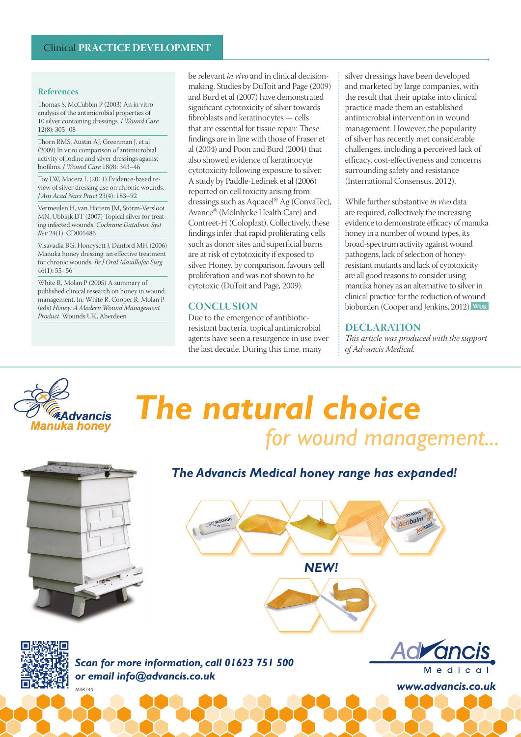## References

Thomas S, McCubbin P (2003) An in vitro analysis of the antimicrobial properties of 10 silver containing dressings. *J Wound Care* 12(8): 305–08

Thorn RMS, Austin AJ, Greenman J, et al (2009) In vitro comparison of antimicrobial activity of iodine and silver dressings against biofilms. *J Wound Care* 18(8): 343–46

Toy LW, Macera L (2011) Evidence-based review of silver dressing use on chronic wounds. *J Am Acad Nurs Pract* 23(4): 183–92

Vermeulen H, van Hattem JM, Storm-Versloot MN, Ubbink DT (2007) Topical silver for treating infected wounds. *Cochrane Database Syst Rev* 24(1): CD005486

Visavadia BG, Honeysett J, Danford MH (2006) Manuka honey dressing: an effective treatment for chronic wounds. *Br J Oral Maxillofac Surg* 46(1): 55–56

White R, Molan P (2005) A summary of published clinical research on honey in wound management. In: White R, Cooper R, Molan P (eds) *Honey: A Modern Wound Management Product.* Wounds UK, Aberdeen

be relevant *in vivo* and in clinical decision-making. Studies by DuToit and Page (2009) and Burd et al (2007) have demonstrated significant cytotoxicity of silver towards fibroblasts and keratinocytes — cells that are essential for tissue repair. These findings are in line with those of Fraser et al (2004) and Poon and Burd (2004) that also showed evidence of keratinocyte cytotoxicity following exposure to silver. A study by Paddle-Ledinek et al (2006) reported on cell toxicity arising from dressings such as Aquacel® Ag (ConvaTec), Avance® (Mölnlycke Health Care) and Contreet-H (Coloplast). Collectively, these findings infer that rapid proliferating cells such as donor sites and superficial burns are at risk of cytotoxicity if exposed to silver. Honey, by comparison, favours cell proliferation and was not shown to be cytotoxic (DuToit and Page, 2009).

## CONCLUSION

Due to the emergence of antibiotic-resistant bacteria, topical antimicrobial agents have seen a resurgence in use over the last decade. During this time, many silver dressings have been developed and marketed by large companies, with the result that their uptake into clinical practice made them an established antimicrobial intervention in wound management. However, the popularity of silver has recently met considerable challenges, including a perceived lack of efficacy, cost-effectiveness and concerns surrounding safety and resistance (International Consensus, 2012).

While further substantive *in vivo* data are required, collectively the increasing evidence to demonstrate efficacy of manuka honey in a number of wound types, its broad-spectrum activity against wound pathogens, lack of selection of honey-resistant mutants and lack of cytotoxicity are all good reasons to consider using manuka honey as an alternative to silver in clinical practice for the reduction of wound bioburden (Cooper and Jenkins, 2012). WUK

## DECLARATION

*This article was produced with the support of Advancis Medical.*

Advancis Manuka honey

# The natural choice *for wound management...*

*The Advancis Medical honey range has expanded!*

*NEW!*

*Scan for more information, call 01623 751 500 or email info@advancis.co.uk*

MAR240

Advancis Medical

www.advancis.co.uk